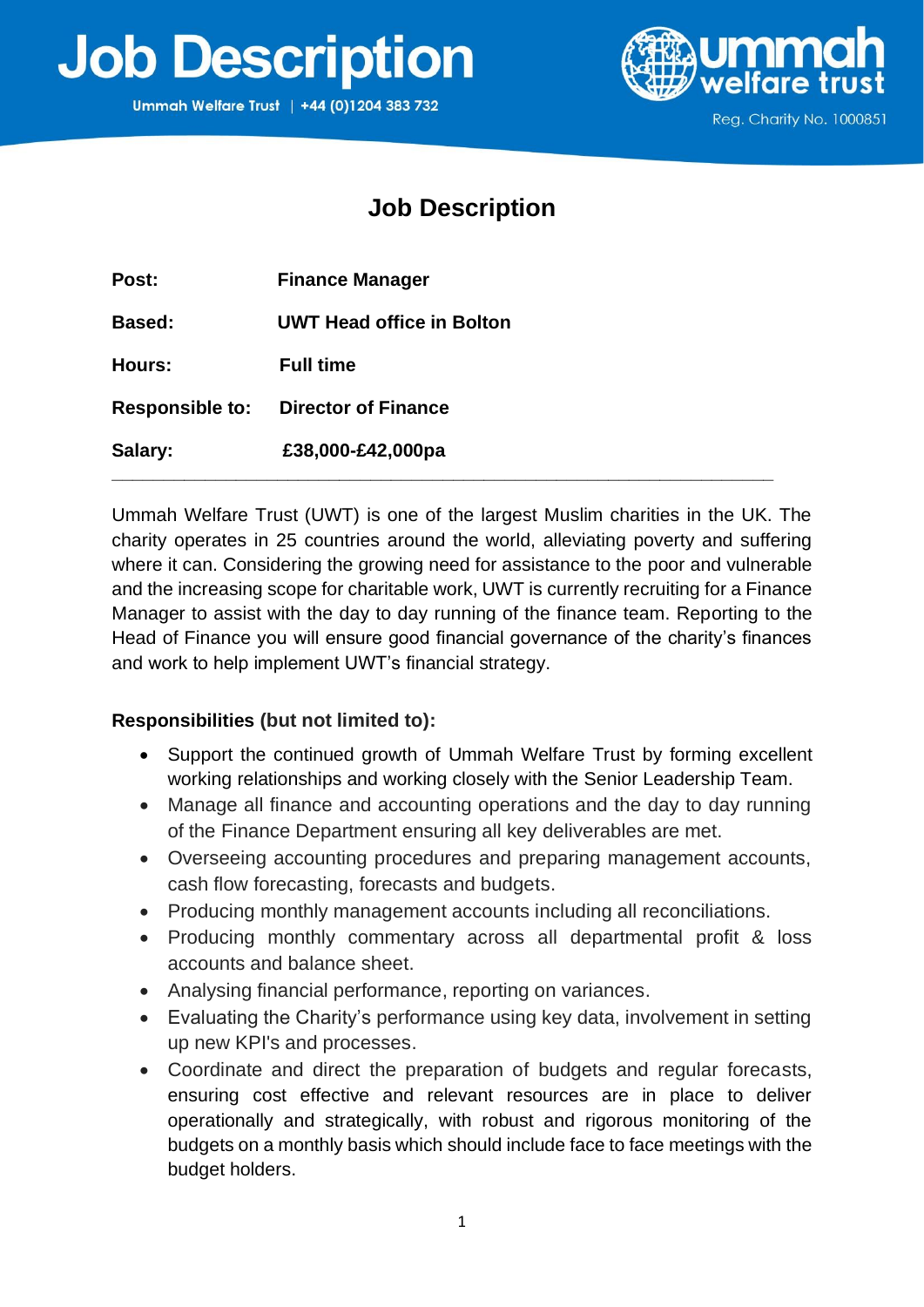# Job Description

Ummah Welfare Trust | +44 (0)1204 383 732

ummah welfare trust

Reg. Charity No. 1000851

## Job Description

| | |
|---|---|
| **Post:** | **Finance Manager** |
| **Based:** | **UWT Head office in Bolton** |
| **Hours:** | **Full time** |
| **Responsible to:** | **Director of Finance** |
| **Salary:** | **£38,000-£42,000pa** |

Ummah Welfare Trust (UWT) is one of the largest Muslim charities in the UK. The charity operates in 25 countries around the world, alleviating poverty and suffering where it can. Considering the growing need for assistance to the poor and vulnerable and the increasing scope for charitable work, UWT is currently recruiting for a Finance Manager to assist with the day to day running of the finance team. Reporting to the Head of Finance you will ensure good financial governance of the charity's finances and work to help implement UWT's financial strategy.

**Responsibilities (but not limited to):**

- Support the continued growth of Ummah Welfare Trust by forming excellent working relationships and working closely with the Senior Leadership Team.
- Manage all finance and accounting operations and the day to day running of the Finance Department ensuring all key deliverables are met.
- Overseeing accounting procedures and preparing management accounts, cash flow forecasting, forecasts and budgets.
- Producing monthly management accounts including all reconciliations.
- Producing monthly commentary across all departmental profit & loss accounts and balance sheet.
- Analysing financial performance, reporting on variances.
- Evaluating the Charity's performance using key data, involvement in setting up new KPI's and processes.
- Coordinate and direct the preparation of budgets and regular forecasts, ensuring cost effective and relevant resources are in place to deliver operationally and strategically, with robust and rigorous monitoring of the budgets on a monthly basis which should include face to face meetings with the budget holders.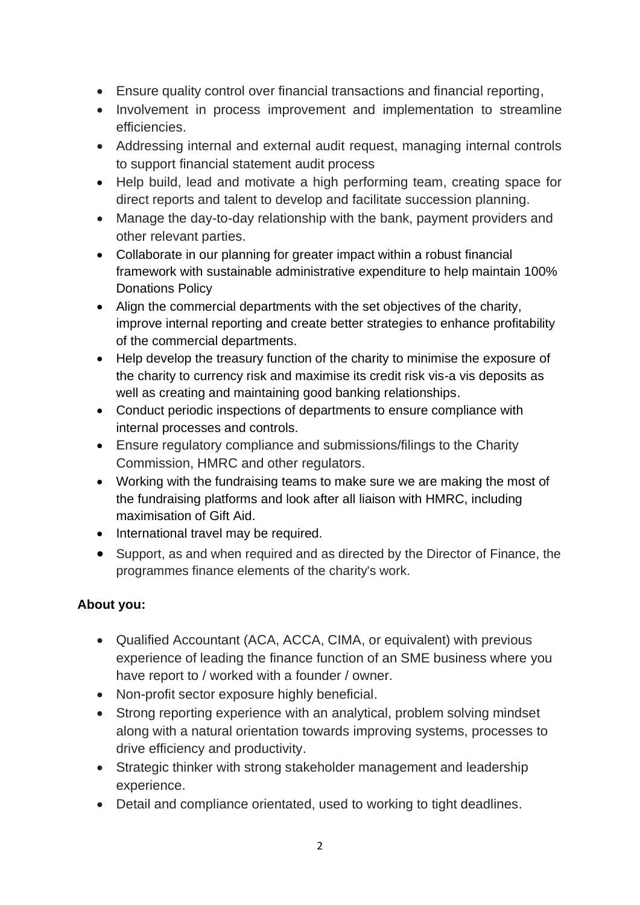- Ensure quality control over financial transactions and financial reporting,
- Involvement in process improvement and implementation to streamline efficiencies.
- Addressing internal and external audit request, managing internal controls to support financial statement audit process
- Help build, lead and motivate a high performing team, creating space for direct reports and talent to develop and facilitate succession planning.
- Manage the day-to-day relationship with the bank, payment providers and other relevant parties.
- Collaborate in our planning for greater impact within a robust financial framework with sustainable administrative expenditure to help maintain 100% Donations Policy
- Align the commercial departments with the set objectives of the charity, improve internal reporting and create better strategies to enhance profitability of the commercial departments.
- Help develop the treasury function of the charity to minimise the exposure of the charity to currency risk and maximise its credit risk vis-a vis deposits as well as creating and maintaining good banking relationships.
- Conduct periodic inspections of departments to ensure compliance with internal processes and controls.
- Ensure regulatory compliance and submissions/filings to the Charity Commission, HMRC and other regulators.
- Working with the fundraising teams to make sure we are making the most of the fundraising platforms and look after all liaison with HMRC, including maximisation of Gift Aid.
- International travel may be required.
- Support, as and when required and as directed by the Director of Finance, the programmes finance elements of the charity's work.

**About you:**

- Qualified Accountant (ACA, ACCA, CIMA, or equivalent) with previous experience of leading the finance function of an SME business where you have report to / worked with a founder / owner.
- Non-profit sector exposure highly beneficial.
- Strong reporting experience with an analytical, problem solving mindset along with a natural orientation towards improving systems, processes to drive efficiency and productivity.
- Strategic thinker with strong stakeholder management and leadership experience.
- Detail and compliance orientated, used to working to tight deadlines.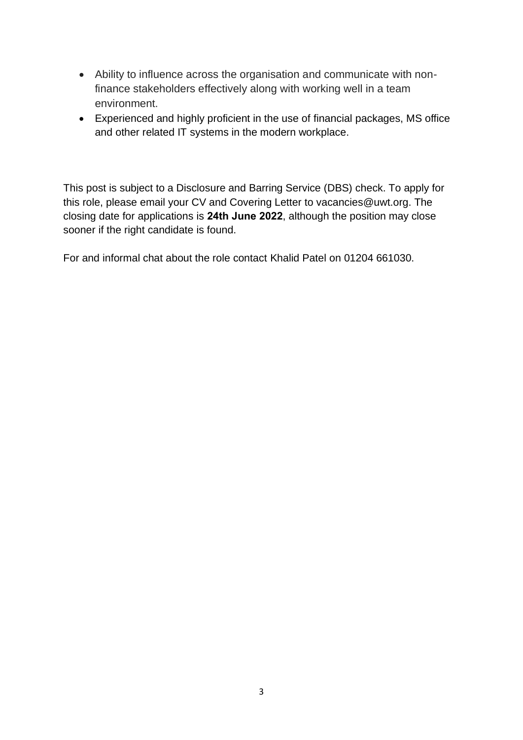- Ability to influence across the organisation and communicate with non-finance stakeholders effectively along with working well in a team environment.
- Experienced and highly proficient in the use of financial packages, MS office and other related IT systems in the modern workplace.

This post is subject to a Disclosure and Barring Service (DBS) check. To apply for this role, please email your CV and Covering Letter to vacancies@uwt.org. The closing date for applications is **24th June 2022**, although the position may close sooner if the right candidate is found.

For and informal chat about the role contact Khalid Patel on 01204 661030.